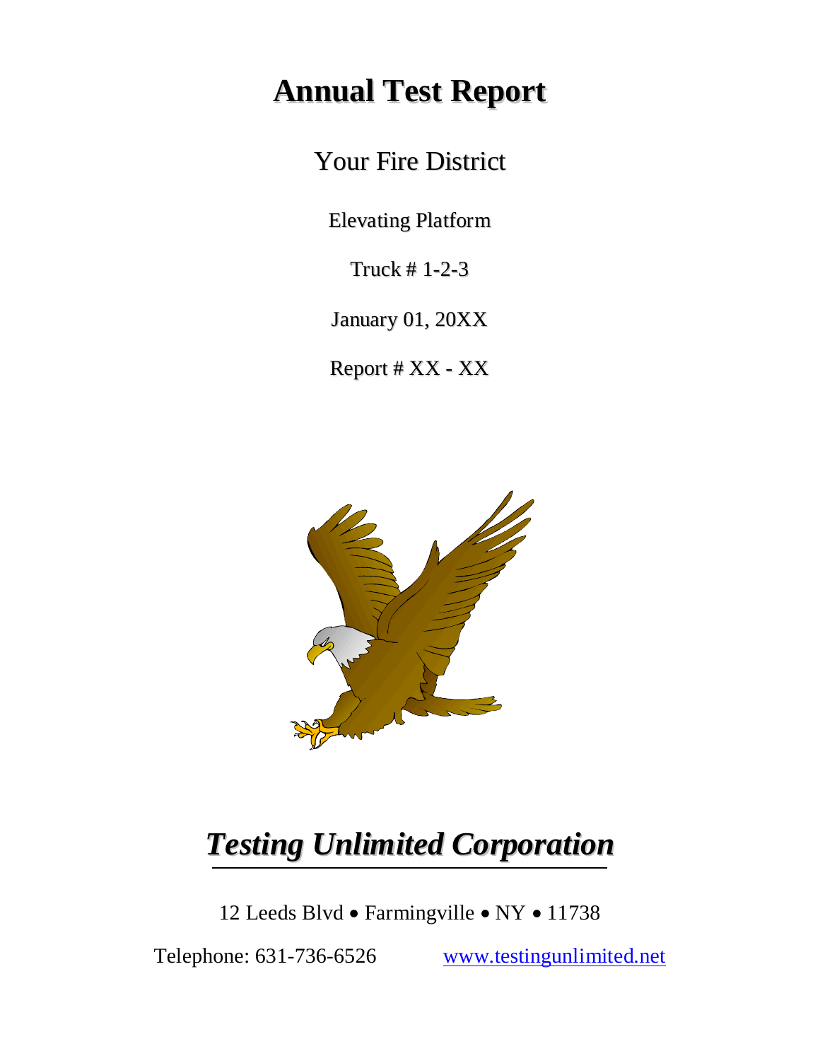# Annual Test Report

Your Fire District

Elevating Platform

Truck # 1-2-3

January 01, 20XX

Report # XX - XX

***Testing Unlimited Corporation***

12 Leeds Blvd • Farmingville • NY • 11738

Telephone: 631-736-6526 [www.testingunlimited.net](http://www.testingunlimited.net)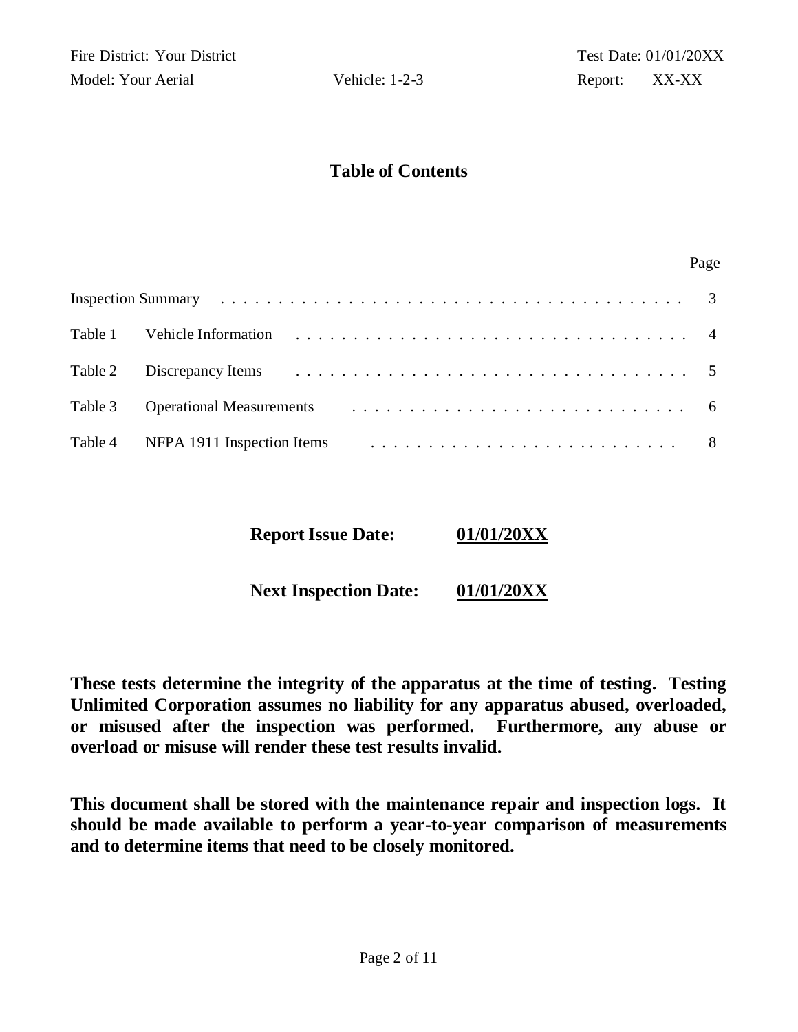Fire District: Your District | Test Date: 01/01/20XX
Model: Your Aerial | Vehicle: 1-2-3 | Report: XX-XX

## Table of Contents

| | | Page |
|---|---|---|
| Inspection Summary | | 3 |
| Table 1 | Vehicle Information | 4 |
| Table 2 | Discrepancy Items | 5 |
| Table 3 | Operational Measurements | 6 |
| Table 4 | NFPA 1911 Inspection Items | 8 |

**Report Issue Date:** **01/01/20XX**

**Next Inspection Date:** **01/01/20XX**

**These tests determine the integrity of the apparatus at the time of testing. Testing Unlimited Corporation assumes no liability for any apparatus abused, overloaded, or misused after the inspection was performed. Furthermore, any abuse or overload or misuse will render these test results invalid.**

**This document shall be stored with the maintenance repair and inspection logs. It should be made available to perform a year-to-year comparison of measurements and to determine items that need to be closely monitored.**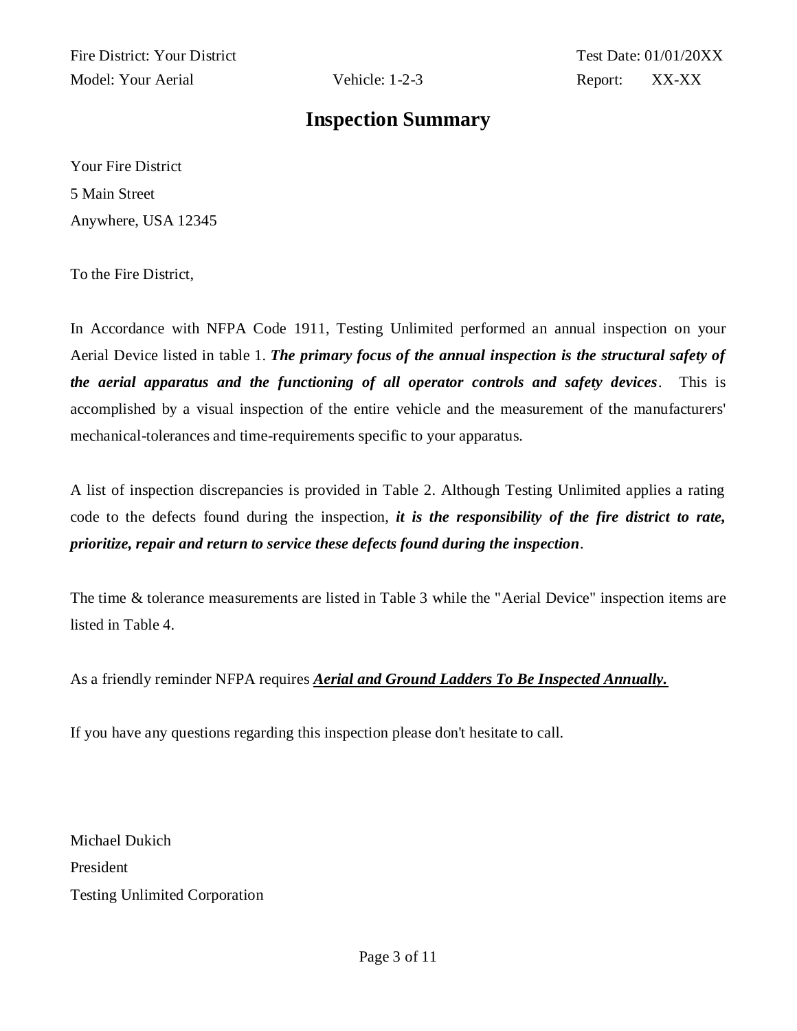Fire District: Your District | Test Date: 01/01/20XX
Model: Your Aerial | Vehicle: 1-2-3 | Report: XX-XX

# Inspection Summary

Your Fire District
5 Main Street
Anywhere, USA 12345

To the Fire District,

In Accordance with NFPA Code 1911, Testing Unlimited performed an annual inspection on your Aerial Device listed in table 1. ***The primary focus of the annual inspection is the structural safety of the aerial apparatus and the functioning of all operator controls and safety devices***. This is accomplished by a visual inspection of the entire vehicle and the measurement of the manufacturers' mechanical-tolerances and time-requirements specific to your apparatus.

A list of inspection discrepancies is provided in Table 2. Although Testing Unlimited applies a rating code to the defects found during the inspection, ***it is the responsibility of the fire district to rate, prioritize, repair and return to service these defects found during the inspection***.

The time & tolerance measurements are listed in Table 3 while the "Aerial Device" inspection items are listed in Table 4.

As a friendly reminder NFPA requires <u>***Aerial and Ground Ladders To Be Inspected Annually.***</u>

If you have any questions regarding this inspection please don't hesitate to call.

Michael Dukich
President
Testing Unlimited Corporation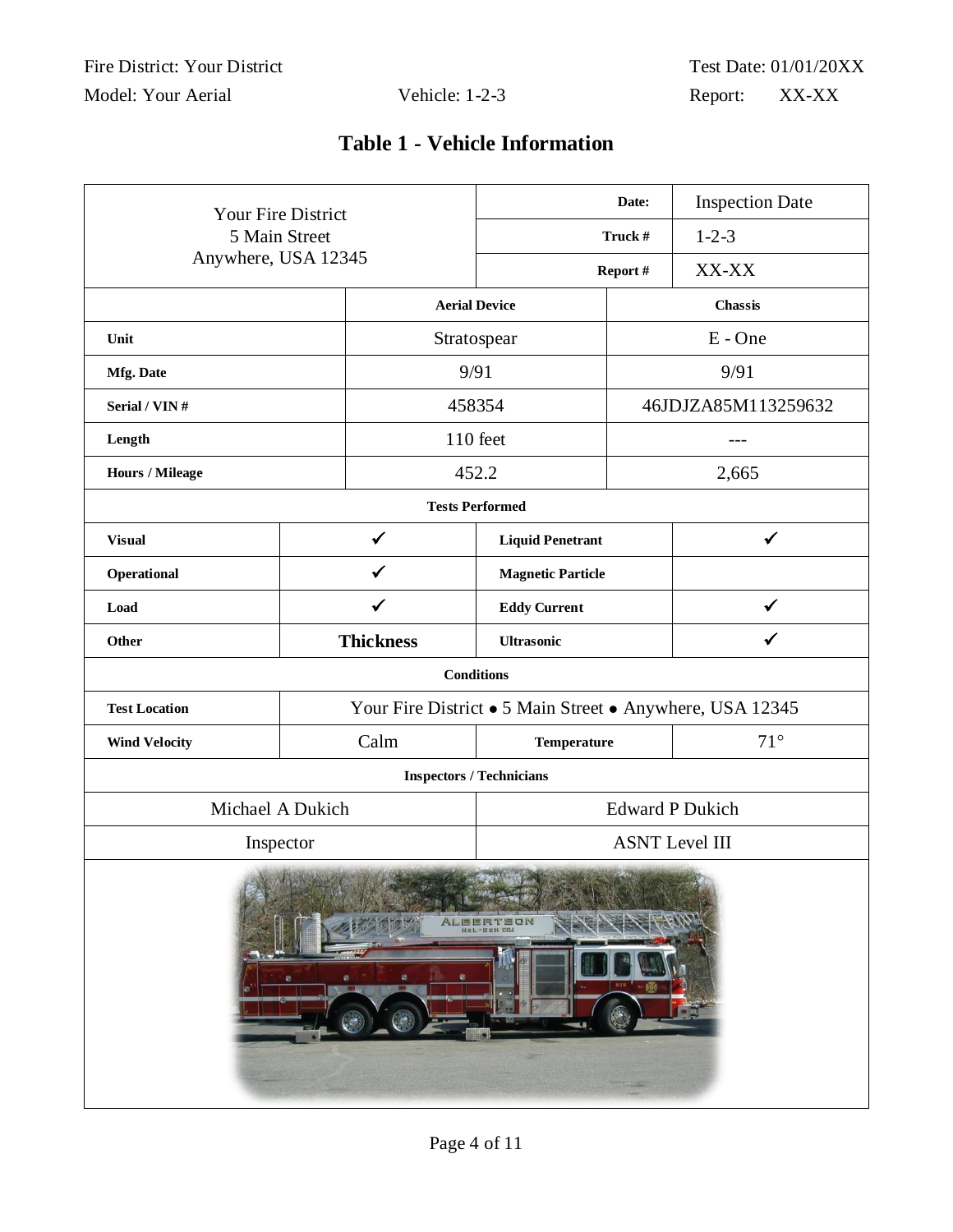Fire District: Your District | Test Date: 01/01/20XX
Model: Your Aerial | Vehicle: 1-2-3 | Report: XX-XX

## Table 1 - Vehicle Information

| Your Fire District<br>5 Main Street<br>Anywhere, USA 12345 | | **Date:** | Inspection Date |
|---|---|---|---|
| | | **Truck #** | 1-2-3 |
| | | **Report #** | XX-XX |

| | **Aerial Device** | **Chassis** |
|---|---|---|
| **Unit** | Stratospear | E - One |
| **Mfg. Date** | 9/91 | 9/91 |
| **Serial / VIN #** | 458354 | 46JDJZA85M113259632 |
| **Length** | 110 feet | --- |
| **Hours / Mileage** | 452.2 | 2,665 |

**Tests Performed**

| | | | |
|---|---|---|---|
| **Visual** | ✓ | **Liquid Penetrant** | ✓ |
| **Operational** | ✓ | **Magnetic Particle** | |
| **Load** | ✓ | **Eddy Current** | ✓ |
| **Other** | **Thickness** | **Ultrasonic** | ✓ |

**Conditions**

| | | | |
|---|---|---|---|
| **Test Location** | Your Fire District • 5 Main Street • Anywhere, USA 12345 | | |
| **Wind Velocity** | Calm | **Temperature** | 71° |

**Inspectors / Technicians**

| | |
|---|---|
| Michael A Dukich | Edward P Dukich |
| Inspector | ASNT Level III |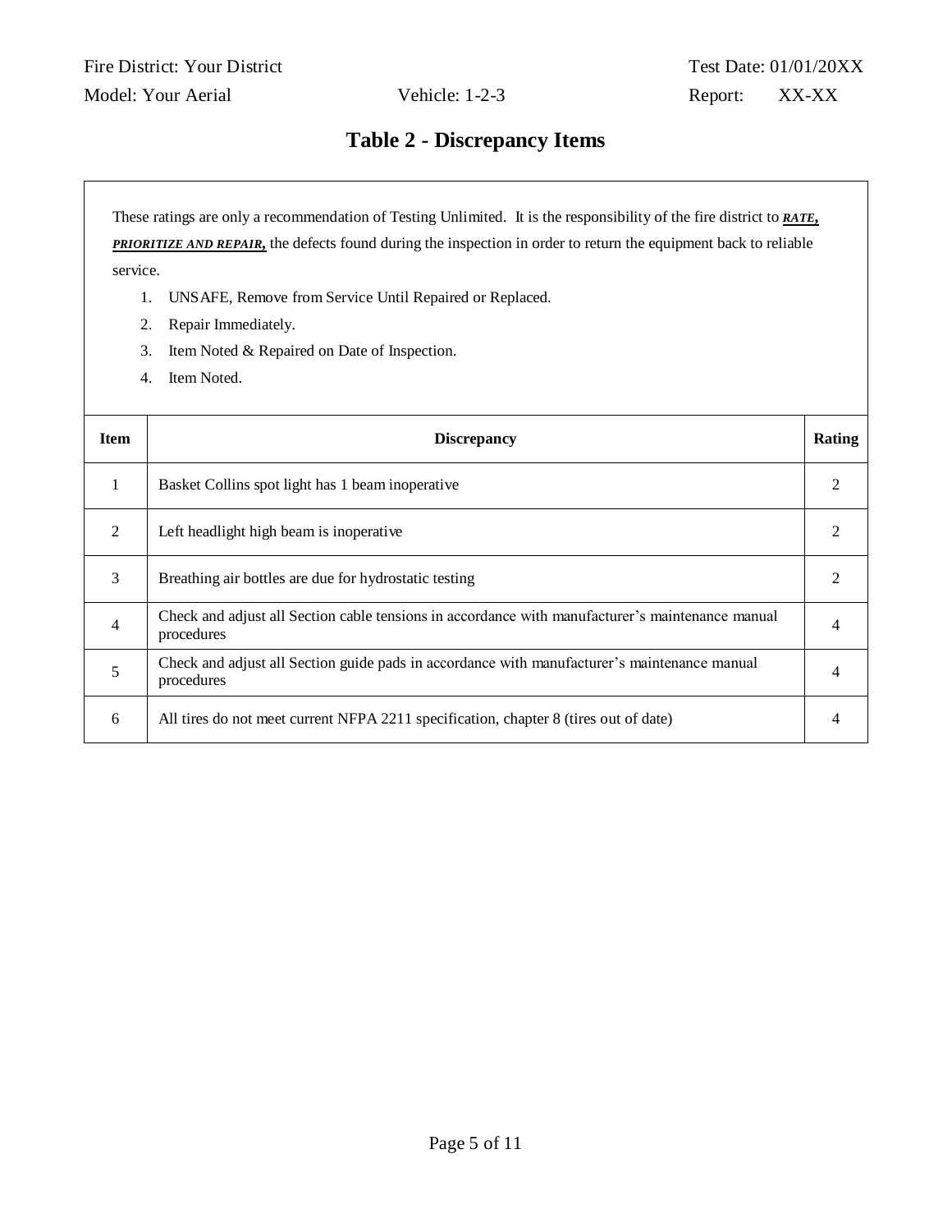Fire District: Your District Test Date: 01/01/20XX

Model: Your Aerial Vehicle: 1-2-3 Report: XX-XX

# Table 2 - Discrepancy Items

These ratings are only a recommendation of Testing Unlimited. It is the responsibility of the fire district to ***RATE, PRIORITIZE AND REPAIR,*** the defects found during the inspection in order to return the equipment back to reliable service.

1. UNSAFE, Remove from Service Until Repaired or Replaced.
2. Repair Immediately.
3. Item Noted & Repaired on Date of Inspection.
4. Item Noted.

| Item | Discrepancy | Rating |
|---|---|---|
| 1 | Basket Collins spot light has 1 beam inoperative | 2 |
| 2 | Left headlight high beam is inoperative | 2 |
| 3 | Breathing air bottles are due for hydrostatic testing | 2 |
| 4 | Check and adjust all Section cable tensions in accordance with manufacturer's maintenance manual procedures | 4 |
| 5 | Check and adjust all Section guide pads in accordance with manufacturer's maintenance manual procedures | 4 |
| 6 | All tires do not meet current NFPA 2211 specification, chapter 8 (tires out of date) | 4 |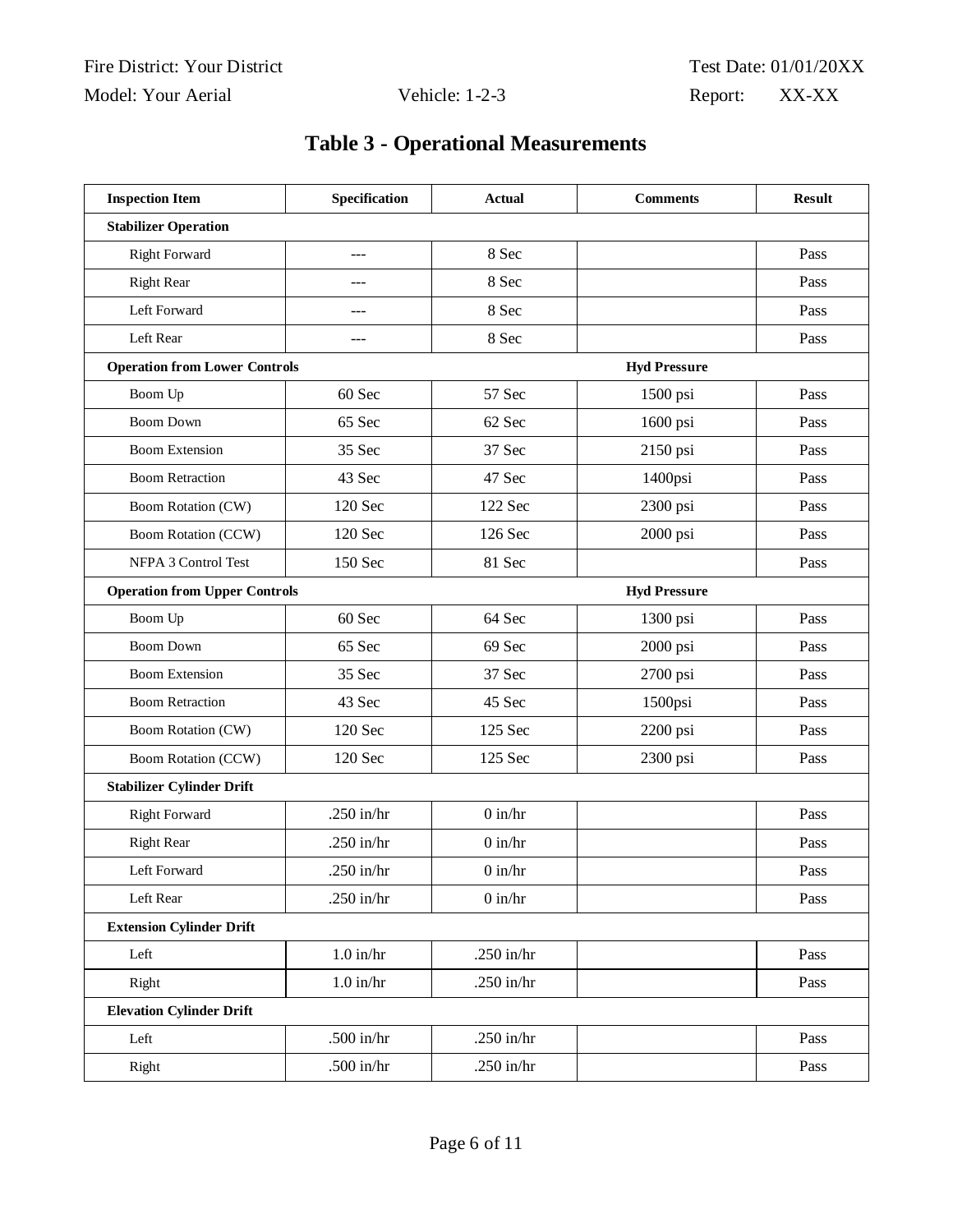Fire District: Your District | Test Date: 01/01/20XX

Model: Your Aerial | Vehicle: 1-2-3 | Report: XX-XX

# Table 3 - Operational Measurements

| Inspection Item | Specification | Actual | Comments | Result |
|---|---|---|---|---|
| **Stabilizer Operation** | | | | |
| Right Forward | --- | 8 Sec | | Pass |
| Right Rear | --- | 8 Sec | | Pass |
| Left Forward | --- | 8 Sec | | Pass |
| Left Rear | --- | 8 Sec | | Pass |
| **Operation from Lower Controls** | | | **Hyd Pressure** | |
| Boom Up | 60 Sec | 57 Sec | 1500 psi | Pass |
| Boom Down | 65 Sec | 62 Sec | 1600 psi | Pass |
| Boom Extension | 35 Sec | 37 Sec | 2150 psi | Pass |
| Boom Retraction | 43 Sec | 47 Sec | 1400psi | Pass |
| Boom Rotation (CW) | 120 Sec | 122 Sec | 2300 psi | Pass |
| Boom Rotation (CCW) | 120 Sec | 126 Sec | 2000 psi | Pass |
| NFPA 3 Control Test | 150 Sec | 81 Sec | | Pass |
| **Operation from Upper Controls** | | | **Hyd Pressure** | |
| Boom Up | 60 Sec | 64 Sec | 1300 psi | Pass |
| Boom Down | 65 Sec | 69 Sec | 2000 psi | Pass |
| Boom Extension | 35 Sec | 37 Sec | 2700 psi | Pass |
| Boom Retraction | 43 Sec | 45 Sec | 1500psi | Pass |
| Boom Rotation (CW) | 120 Sec | 125 Sec | 2200 psi | Pass |
| Boom Rotation (CCW) | 120 Sec | 125 Sec | 2300 psi | Pass |
| **Stabilizer Cylinder Drift** | | | | |
| Right Forward | .250 in/hr | 0 in/hr | | Pass |
| Right Rear | .250 in/hr | 0 in/hr | | Pass |
| Left Forward | .250 in/hr | 0 in/hr | | Pass |
| Left Rear | .250 in/hr | 0 in/hr | | Pass |
| **Extension Cylinder Drift** | | | | |
| Left | 1.0 in/hr | .250 in/hr | | Pass |
| Right | 1.0 in/hr | .250 in/hr | | Pass |
| **Elevation Cylinder Drift** | | | | |
| Left | .500 in/hr | .250 in/hr | | Pass |
| Right | .500 in/hr | .250 in/hr | | Pass |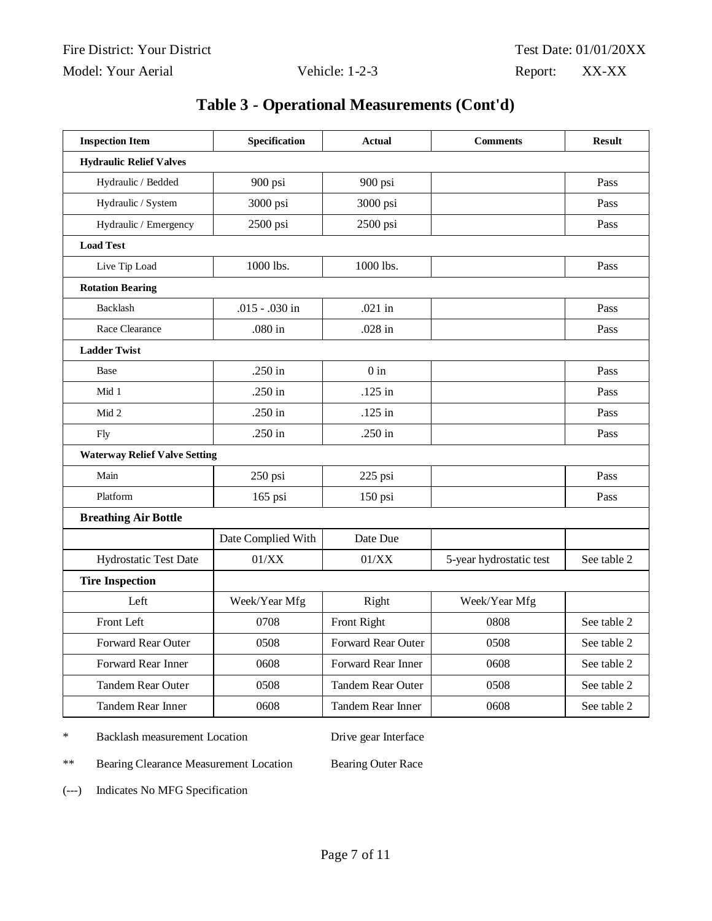Fire District: Your District | Test Date: 01/01/20XX
Model: Your Aerial | Vehicle: 1-2-3 | Report: XX-XX

# Table 3 - Operational Measurements (Cont'd)

| Inspection Item | Specification | Actual | Comments | Result |
|---|---|---|---|---|
| **Hydraulic Relief Valves** | | | | |
| Hydraulic / Bedded | 900 psi | 900 psi | | Pass |
| Hydraulic / System | 3000 psi | 3000 psi | | Pass |
| Hydraulic / Emergency | 2500 psi | 2500 psi | | Pass |
| **Load Test** | | | | |
| Live Tip Load | 1000 lbs. | 1000 lbs. | | Pass |
| **Rotation Bearing** | | | | |
| Backlash | .015 - .030 in | .021 in | | Pass |
| Race Clearance | .080 in | .028 in | | Pass |
| **Ladder Twist** | | | | |
| Base | .250 in | 0 in | | Pass |
| Mid 1 | .250 in | .125 in | | Pass |
| Mid 2 | .250 in | .125 in | | Pass |
| Fly | .250 in | .250 in | | Pass |
| **Waterway Relief Valve Setting** | | | | |
| Main | 250 psi | 225 psi | | Pass |
| Platform | 165 psi | 150 psi | | Pass |
| **Breathing Air Bottle** | | | | |
| | Date Complied With | Date Due | | |
| Hydrostatic Test Date | 01/XX | 01/XX | 5-year hydrostatic test | See table 2 |
| **Tire Inspection** | | | | |
| Left | Week/Year Mfg | Right | Week/Year Mfg | |
| Front Left | 0708 | Front Right | 0808 | See table 2 |
| Forward Rear Outer | 0508 | Forward Rear Outer | 0508 | See table 2 |
| Forward Rear Inner | 0608 | Forward Rear Inner | 0608 | See table 2 |
| Tandem Rear Outer | 0508 | Tandem Rear Outer | 0508 | See table 2 |
| Tandem Rear Inner | 0608 | Tandem Rear Inner | 0608 | See table 2 |

\* Backlash measurement Location — Drive gear Interface

\*\* Bearing Clearance Measurement Location — Bearing Outer Race

(---) Indicates No MFG Specification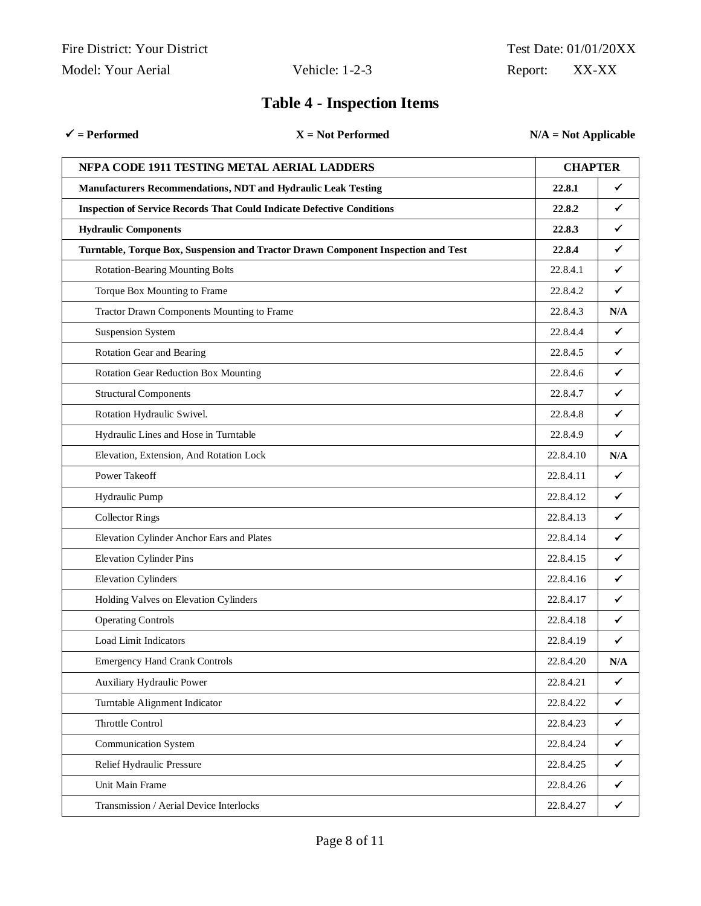Fire District: Your District Test Date: 01/01/20XX

Model: Your Aerial Vehicle: 1-2-3 Report: XX-XX

## Table 4 - Inspection Items

**✓ = Performed** **X = Not Performed** **N/A = Not Applicable**

| NFPA CODE 1911 TESTING METAL AERIAL LADDERS | CHAPTER | |
|---|---|---|
| **Manufacturers Recommendations, NDT and Hydraulic Leak Testing** | **22.8.1** | ✓ |
| **Inspection of Service Records That Could Indicate Defective Conditions** | **22.8.2** | ✓ |
| **Hydraulic Components** | **22.8.3** | ✓ |
| **Turntable, Torque Box, Suspension and Tractor Drawn Component Inspection and Test** | **22.8.4** | ✓ |
| Rotation-Bearing Mounting Bolts | 22.8.4.1 | ✓ |
| Torque Box Mounting to Frame | 22.8.4.2 | ✓ |
| Tractor Drawn Components Mounting to Frame | 22.8.4.3 | **N/A** |
| Suspension System | 22.8.4.4 | ✓ |
| Rotation Gear and Bearing | 22.8.4.5 | ✓ |
| Rotation Gear Reduction Box Mounting | 22.8.4.6 | ✓ |
| Structural Components | 22.8.4.7 | ✓ |
| Rotation Hydraulic Swivel. | 22.8.4.8 | ✓ |
| Hydraulic Lines and Hose in Turntable | 22.8.4.9 | ✓ |
| Elevation, Extension, And Rotation Lock | 22.8.4.10 | **N/A** |
| Power Takeoff | 22.8.4.11 | ✓ |
| Hydraulic Pump | 22.8.4.12 | ✓ |
| Collector Rings | 22.8.4.13 | ✓ |
| Elevation Cylinder Anchor Ears and Plates | 22.8.4.14 | ✓ |
| Elevation Cylinder Pins | 22.8.4.15 | ✓ |
| Elevation Cylinders | 22.8.4.16 | ✓ |
| Holding Valves on Elevation Cylinders | 22.8.4.17 | ✓ |
| Operating Controls | 22.8.4.18 | ✓ |
| Load Limit Indicators | 22.8.4.19 | ✓ |
| Emergency Hand Crank Controls | 22.8.4.20 | **N/A** |
| Auxiliary Hydraulic Power | 22.8.4.21 | ✓ |
| Turntable Alignment Indicator | 22.8.4.22 | ✓ |
| Throttle Control | 22.8.4.23 | ✓ |
| Communication System | 22.8.4.24 | ✓ |
| Relief Hydraulic Pressure | 22.8.4.25 | ✓ |
| Unit Main Frame | 22.8.4.26 | ✓ |
| Transmission / Aerial Device Interlocks | 22.8.4.27 | ✓ |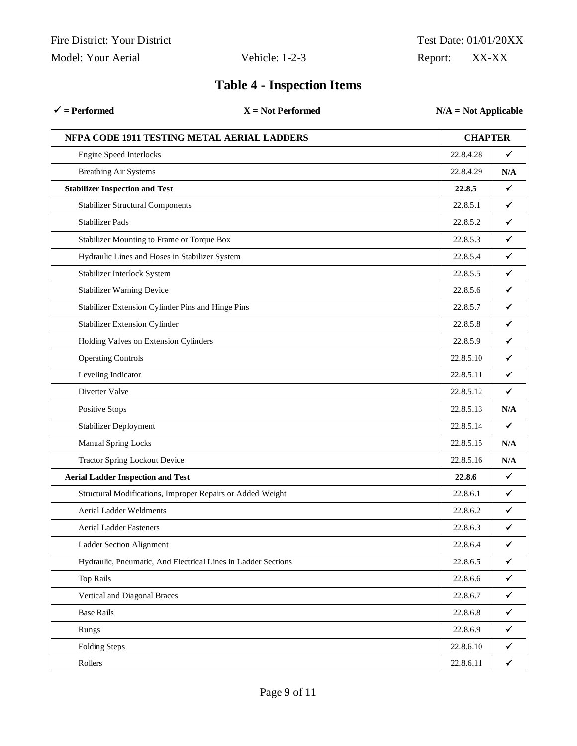Fire District: Your District | Test Date: 01/01/20XX

Model: Your Aerial | Vehicle: 1-2-3 | Report: XX-XX

# Table 4 - Inspection Items

**✓ = Performed** **X = Not Performed** **N/A = Not Applicable**

| NFPA CODE 1911 TESTING METAL AERIAL LADDERS | CHAPTER | |
|---|---|---|
| Engine Speed Interlocks | 22.8.4.28 | ✓ |
| Breathing Air Systems | 22.8.4.29 | N/A |
| **Stabilizer Inspection and Test** | **22.8.5** | ✓ |
| Stabilizer Structural Components | 22.8.5.1 | ✓ |
| Stabilizer Pads | 22.8.5.2 | ✓ |
| Stabilizer Mounting to Frame or Torque Box | 22.8.5.3 | ✓ |
| Hydraulic Lines and Hoses in Stabilizer System | 22.8.5.4 | ✓ |
| Stabilizer Interlock System | 22.8.5.5 | ✓ |
| Stabilizer Warning Device | 22.8.5.6 | ✓ |
| Stabilizer Extension Cylinder Pins and Hinge Pins | 22.8.5.7 | ✓ |
| Stabilizer Extension Cylinder | 22.8.5.8 | ✓ |
| Holding Valves on Extension Cylinders | 22.8.5.9 | ✓ |
| Operating Controls | 22.8.5.10 | ✓ |
| Leveling Indicator | 22.8.5.11 | ✓ |
| Diverter Valve | 22.8.5.12 | ✓ |
| Positive Stops | 22.8.5.13 | N/A |
| Stabilizer Deployment | 22.8.5.14 | ✓ |
| Manual Spring Locks | 22.8.5.15 | N/A |
| Tractor Spring Lockout Device | 22.8.5.16 | N/A |
| **Aerial Ladder Inspection and Test** | **22.8.6** | ✓ |
| Structural Modifications, Improper Repairs or Added Weight | 22.8.6.1 | ✓ |
| Aerial Ladder Weldments | 22.8.6.2 | ✓ |
| Aerial Ladder Fasteners | 22.8.6.3 | ✓ |
| Ladder Section Alignment | 22.8.6.4 | ✓ |
| Hydraulic, Pneumatic, And Electrical Lines in Ladder Sections | 22.8.6.5 | ✓ |
| Top Rails | 22.8.6.6 | ✓ |
| Vertical and Diagonal Braces | 22.8.6.7 | ✓ |
| Base Rails | 22.8.6.8 | ✓ |
| Rungs | 22.8.6.9 | ✓ |
| Folding Steps | 22.8.6.10 | ✓ |
| Rollers | 22.8.6.11 | ✓ |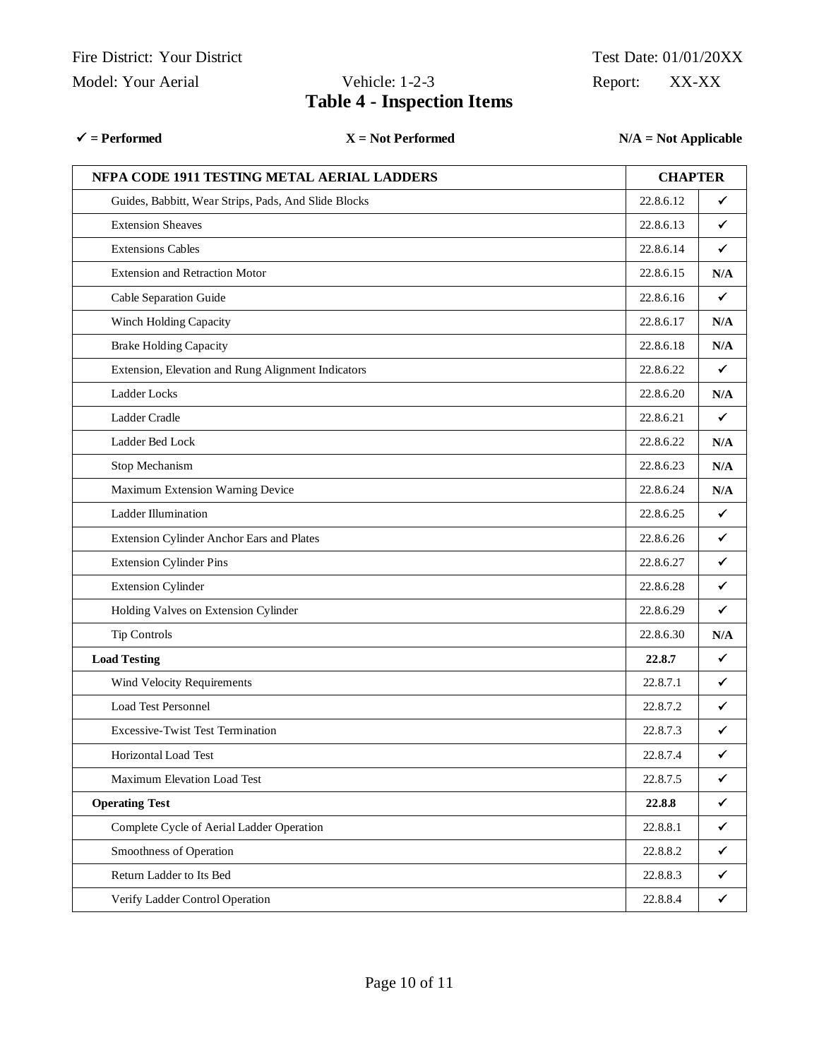Fire District: Your District Test Date: 01/01/20XX

Model: Your Aerial Vehicle: 1-2-3 Report: XX-XX

# Table 4 - Inspection Items

**✓ = Performed** **X = Not Performed** **N/A = Not Applicable**

| NFPA CODE 1911 TESTING METAL AERIAL LADDERS | CHAPTER | |
|---|---|---|
| Guides, Babbitt, Wear Strips, Pads, And Slide Blocks | 22.8.6.12 | ✓ |
| Extension Sheaves | 22.8.6.13 | ✓ |
| Extensions Cables | 22.8.6.14 | ✓ |
| Extension and Retraction Motor | 22.8.6.15 | N/A |
| Cable Separation Guide | 22.8.6.16 | ✓ |
| Winch Holding Capacity | 22.8.6.17 | N/A |
| Brake Holding Capacity | 22.8.6.18 | N/A |
| Extension, Elevation and Rung Alignment Indicators | 22.8.6.22 | ✓ |
| Ladder Locks | 22.8.6.20 | N/A |
| Ladder Cradle | 22.8.6.21 | ✓ |
| Ladder Bed Lock | 22.8.6.22 | N/A |
| Stop Mechanism | 22.8.6.23 | N/A |
| Maximum Extension Warning Device | 22.8.6.24 | N/A |
| Ladder Illumination | 22.8.6.25 | ✓ |
| Extension Cylinder Anchor Ears and Plates | 22.8.6.26 | ✓ |
| Extension Cylinder Pins | 22.8.6.27 | ✓ |
| Extension Cylinder | 22.8.6.28 | ✓ |
| Holding Valves on Extension Cylinder | 22.8.6.29 | ✓ |
| Tip Controls | 22.8.6.30 | N/A |
| **Load Testing** | **22.8.7** | ✓ |
| Wind Velocity Requirements | 22.8.7.1 | ✓ |
| Load Test Personnel | 22.8.7.2 | ✓ |
| Excessive-Twist Test Termination | 22.8.7.3 | ✓ |
| Horizontal Load Test | 22.8.7.4 | ✓ |
| Maximum Elevation Load Test | 22.8.7.5 | ✓ |
| **Operating Test** | **22.8.8** | ✓ |
| Complete Cycle of Aerial Ladder Operation | 22.8.8.1 | ✓ |
| Smoothness of Operation | 22.8.8.2 | ✓ |
| Return Ladder to Its Bed | 22.8.8.3 | ✓ |
| Verify Ladder Control Operation | 22.8.8.4 | ✓ |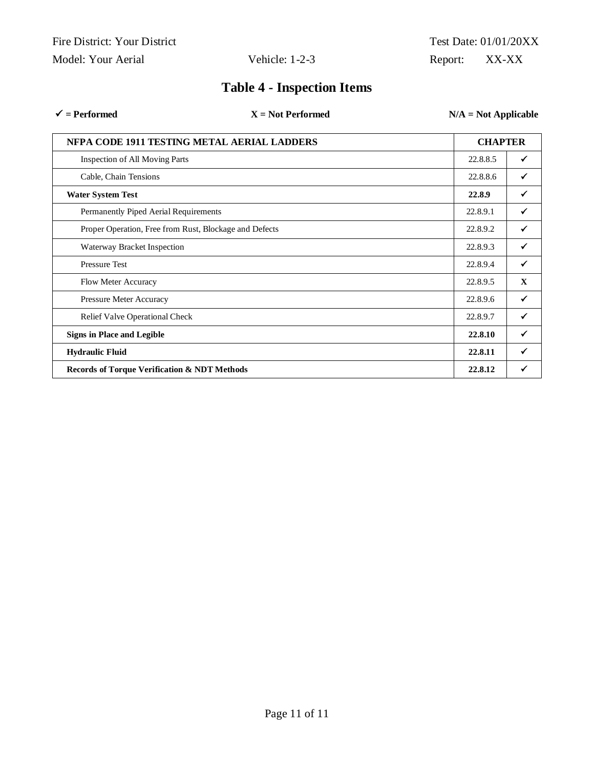Fire District: Your District Test Date: 01/01/20XX

Model: Your Aerial Vehicle: 1-2-3 Report: XX-XX

# Table 4 - Inspection Items

**✓ = Performed** **X = Not Performed** **N/A = Not Applicable**

| **NFPA CODE 1911 TESTING METAL AERIAL LADDERS** | **CHAPTER** | |
|---|---|---|
| Inspection of All Moving Parts | 22.8.8.5 | ✓ |
| Cable, Chain Tensions | 22.8.8.6 | ✓ |
| **Water System Test** | **22.8.9** | ✓ |
| Permanently Piped Aerial Requirements | 22.8.9.1 | ✓ |
| Proper Operation, Free from Rust, Blockage and Defects | 22.8.9.2 | ✓ |
| Waterway Bracket Inspection | 22.8.9.3 | ✓ |
| Pressure Test | 22.8.9.4 | ✓ |
| Flow Meter Accuracy | 22.8.9.5 | **X** |
| Pressure Meter Accuracy | 22.8.9.6 | ✓ |
| Relief Valve Operational Check | 22.8.9.7 | ✓ |
| **Signs in Place and Legible** | **22.8.10** | ✓ |
| **Hydraulic Fluid** | **22.8.11** | ✓ |
| **Records of Torque Verification & NDT Methods** | **22.8.12** | ✓ |